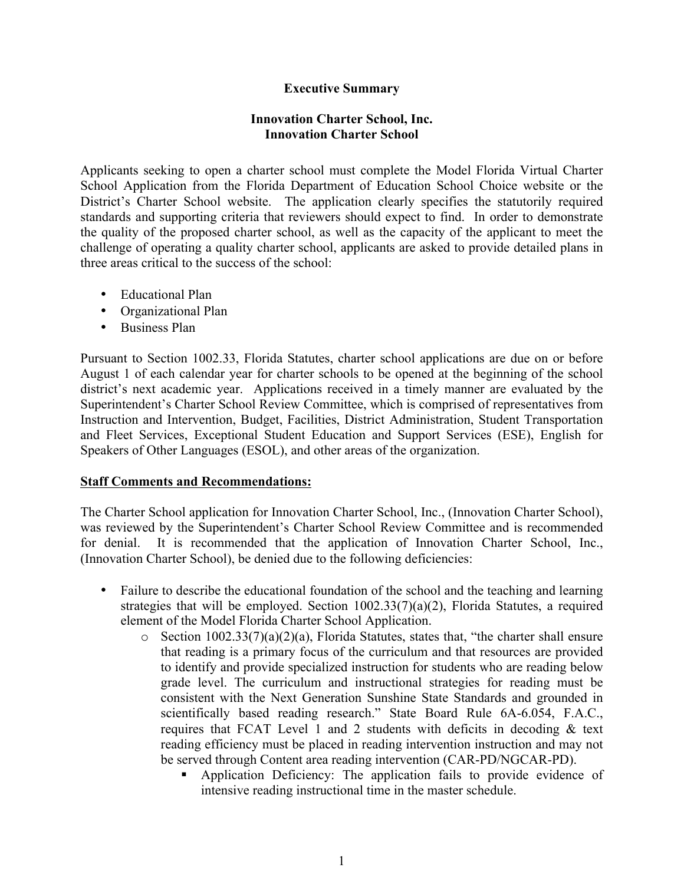**Executive Summary**

**Innovation Charter School, Inc.**
**Innovation Charter School**

Applicants seeking to open a charter school must complete the Model Florida Virtual Charter School Application from the Florida Department of Education School Choice website or the District's Charter School website. The application clearly specifies the statutorily required standards and supporting criteria that reviewers should expect to find. In order to demonstrate the quality of the proposed charter school, as well as the capacity of the applicant to meet the challenge of operating a quality charter school, applicants are asked to provide detailed plans in three areas critical to the success of the school:

- Educational Plan
- Organizational Plan
- Business Plan

Pursuant to Section 1002.33, Florida Statutes, charter school applications are due on or before August 1 of each calendar year for charter schools to be opened at the beginning of the school district's next academic year. Applications received in a timely manner are evaluated by the Superintendent's Charter School Review Committee, which is comprised of representatives from Instruction and Intervention, Budget, Facilities, District Administration, Student Transportation and Fleet Services, Exceptional Student Education and Support Services (ESE), English for Speakers of Other Languages (ESOL), and other areas of the organization.

**Staff Comments and Recommendations:**

The Charter School application for Innovation Charter School, Inc., (Innovation Charter School), was reviewed by the Superintendent's Charter School Review Committee and is recommended for denial. It is recommended that the application of Innovation Charter School, Inc., (Innovation Charter School), be denied due to the following deficiencies:

- Failure to describe the educational foundation of the school and the teaching and learning strategies that will be employed. Section 1002.33(7)(a)(2), Florida Statutes, a required element of the Model Florida Charter School Application.
  - Section 1002.33(7)(a)(2)(a), Florida Statutes, states that, "the charter shall ensure that reading is a primary focus of the curriculum and that resources are provided to identify and provide specialized instruction for students who are reading below grade level. The curriculum and instructional strategies for reading must be consistent with the Next Generation Sunshine State Standards and grounded in scientifically based reading research." State Board Rule 6A-6.054, F.A.C., requires that FCAT Level 1 and 2 students with deficits in decoding & text reading efficiency must be placed in reading intervention instruction and may not be served through Content area reading intervention (CAR-PD/NGCAR-PD).
    - Application Deficiency: The application fails to provide evidence of intensive reading instructional time in the master schedule.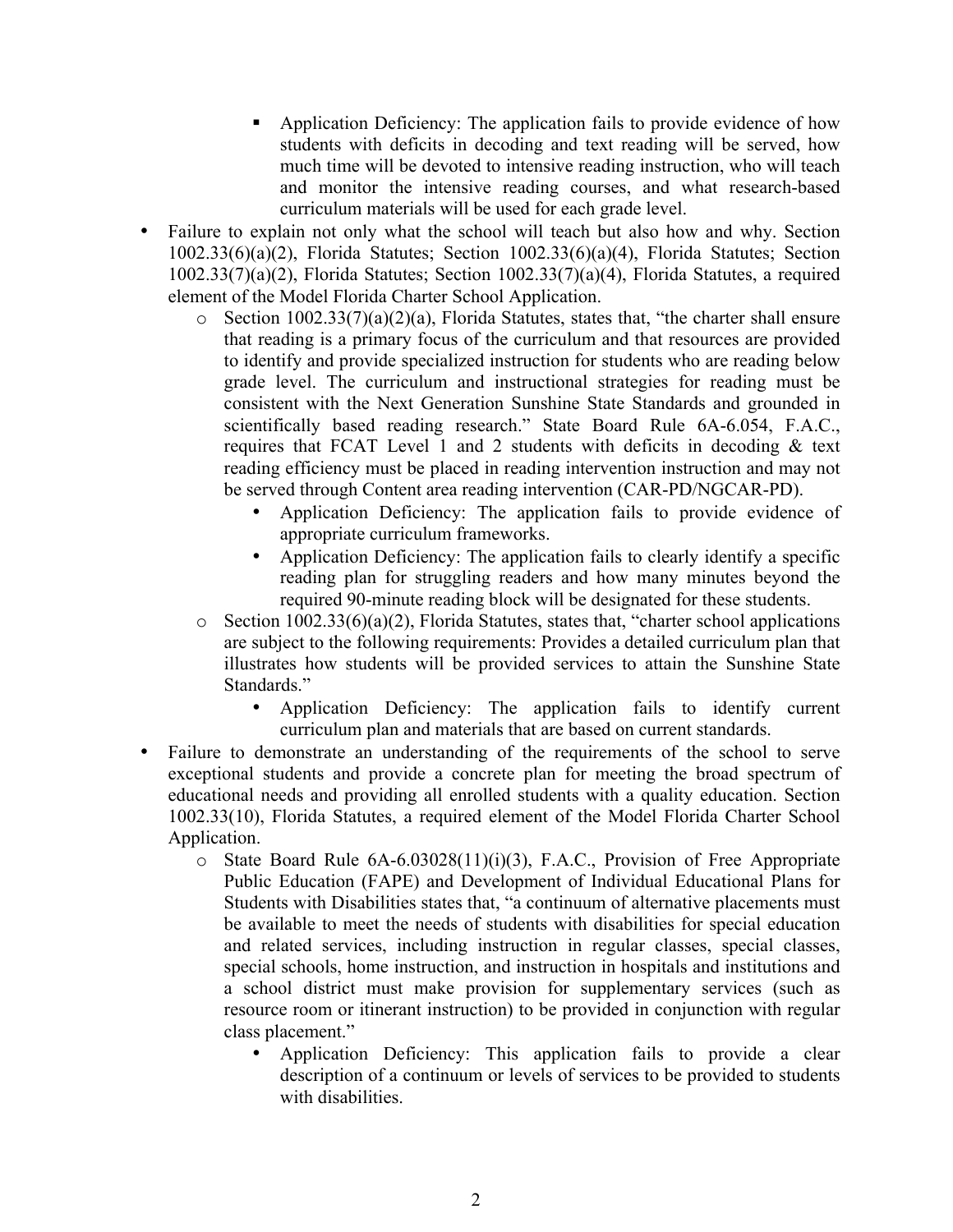- Application Deficiency: The application fails to provide evidence of how students with deficits in decoding and text reading will be served, how much time will be devoted to intensive reading instruction, who will teach and monitor the intensive reading courses, and what research-based curriculum materials will be used for each grade level.

- Failure to explain not only what the school will teach but also how and why. Section 1002.33(6)(a)(2), Florida Statutes; Section 1002.33(6)(a)(4), Florida Statutes; Section 1002.33(7)(a)(2), Florida Statutes; Section 1002.33(7)(a)(4), Florida Statutes, a required element of the Model Florida Charter School Application.
  - Section 1002.33(7)(a)(2)(a), Florida Statutes, states that, "the charter shall ensure that reading is a primary focus of the curriculum and that resources are provided to identify and provide specialized instruction for students who are reading below grade level. The curriculum and instructional strategies for reading must be consistent with the Next Generation Sunshine State Standards and grounded in scientifically based reading research." State Board Rule 6A-6.054, F.A.C., requires that FCAT Level 1 and 2 students with deficits in decoding & text reading efficiency must be placed in reading intervention instruction and may not be served through Content area reading intervention (CAR-PD/NGCAR-PD).
    - Application Deficiency: The application fails to provide evidence of appropriate curriculum frameworks.
    - Application Deficiency: The application fails to clearly identify a specific reading plan for struggling readers and how many minutes beyond the required 90-minute reading block will be designated for these students.
  - Section 1002.33(6)(a)(2), Florida Statutes, states that, "charter school applications are subject to the following requirements: Provides a detailed curriculum plan that illustrates how students will be provided services to attain the Sunshine State Standards."
    - Application Deficiency: The application fails to identify current curriculum plan and materials that are based on current standards.
- Failure to demonstrate an understanding of the requirements of the school to serve exceptional students and provide a concrete plan for meeting the broad spectrum of educational needs and providing all enrolled students with a quality education. Section 1002.33(10), Florida Statutes, a required element of the Model Florida Charter School Application.
  - State Board Rule 6A-6.03028(11)(i)(3), F.A.C., Provision of Free Appropriate Public Education (FAPE) and Development of Individual Educational Plans for Students with Disabilities states that, "a continuum of alternative placements must be available to meet the needs of students with disabilities for special education and related services, including instruction in regular classes, special classes, special schools, home instruction, and instruction in hospitals and institutions and a school district must make provision for supplementary services (such as resource room or itinerant instruction) to be provided in conjunction with regular class placement."
    - Application Deficiency: This application fails to provide a clear description of a continuum or levels of services to be provided to students with disabilities.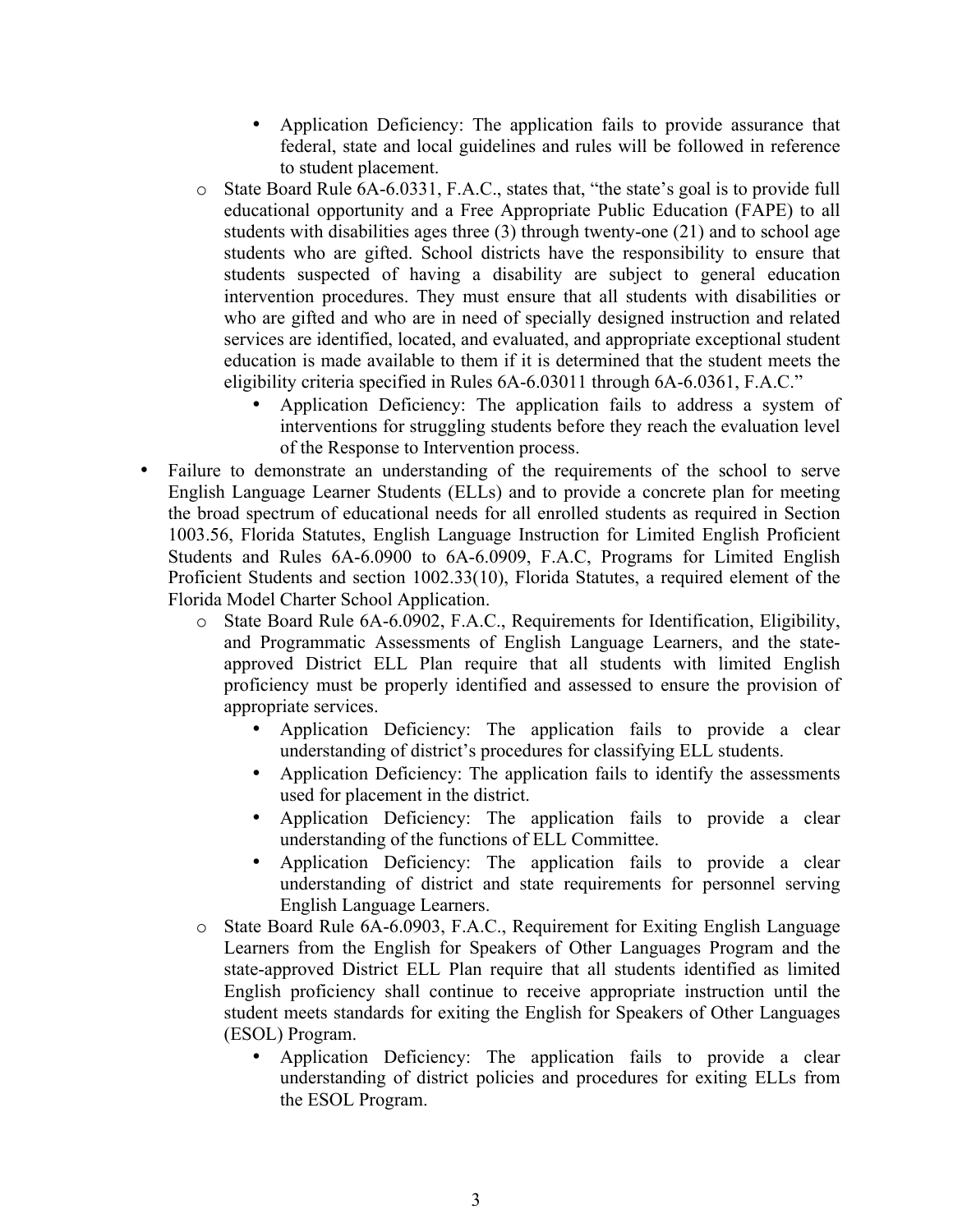- Application Deficiency: The application fails to provide assurance that federal, state and local guidelines and rules will be followed in reference to student placement.
    - State Board Rule 6A-6.0331, F.A.C., states that, "the state's goal is to provide full educational opportunity and a Free Appropriate Public Education (FAPE) to all students with disabilities ages three (3) through twenty-one (21) and to school age students who are gifted. School districts have the responsibility to ensure that students suspected of having a disability are subject to general education intervention procedures. They must ensure that all students with disabilities or who are gifted and who are in need of specially designed instruction and related services are identified, located, and evaluated, and appropriate exceptional student education is made available to them if it is determined that the student meets the eligibility criteria specified in Rules 6A-6.03011 through 6A-6.0361, F.A.C."
        - Application Deficiency: The application fails to address a system of interventions for struggling students before they reach the evaluation level of the Response to Intervention process.
- Failure to demonstrate an understanding of the requirements of the school to serve English Language Learner Students (ELLs) and to provide a concrete plan for meeting the broad spectrum of educational needs for all enrolled students as required in Section 1003.56, Florida Statutes, English Language Instruction for Limited English Proficient Students and Rules 6A-6.0900 to 6A-6.0909, F.A.C, Programs for Limited English Proficient Students and section 1002.33(10), Florida Statutes, a required element of the Florida Model Charter School Application.
    - State Board Rule 6A-6.0902, F.A.C., Requirements for Identification, Eligibility, and Programmatic Assessments of English Language Learners, and the state-approved District ELL Plan require that all students with limited English proficiency must be properly identified and assessed to ensure the provision of appropriate services.
        - Application Deficiency: The application fails to provide a clear understanding of district's procedures for classifying ELL students.
        - Application Deficiency: The application fails to identify the assessments used for placement in the district.
        - Application Deficiency: The application fails to provide a clear understanding of the functions of ELL Committee.
        - Application Deficiency: The application fails to provide a clear understanding of district and state requirements for personnel serving English Language Learners.
    - State Board Rule 6A-6.0903, F.A.C., Requirement for Exiting English Language Learners from the English for Speakers of Other Languages Program and the state-approved District ELL Plan require that all students identified as limited English proficiency shall continue to receive appropriate instruction until the student meets standards for exiting the English for Speakers of Other Languages (ESOL) Program.
        - Application Deficiency: The application fails to provide a clear understanding of district policies and procedures for exiting ELLs from the ESOL Program.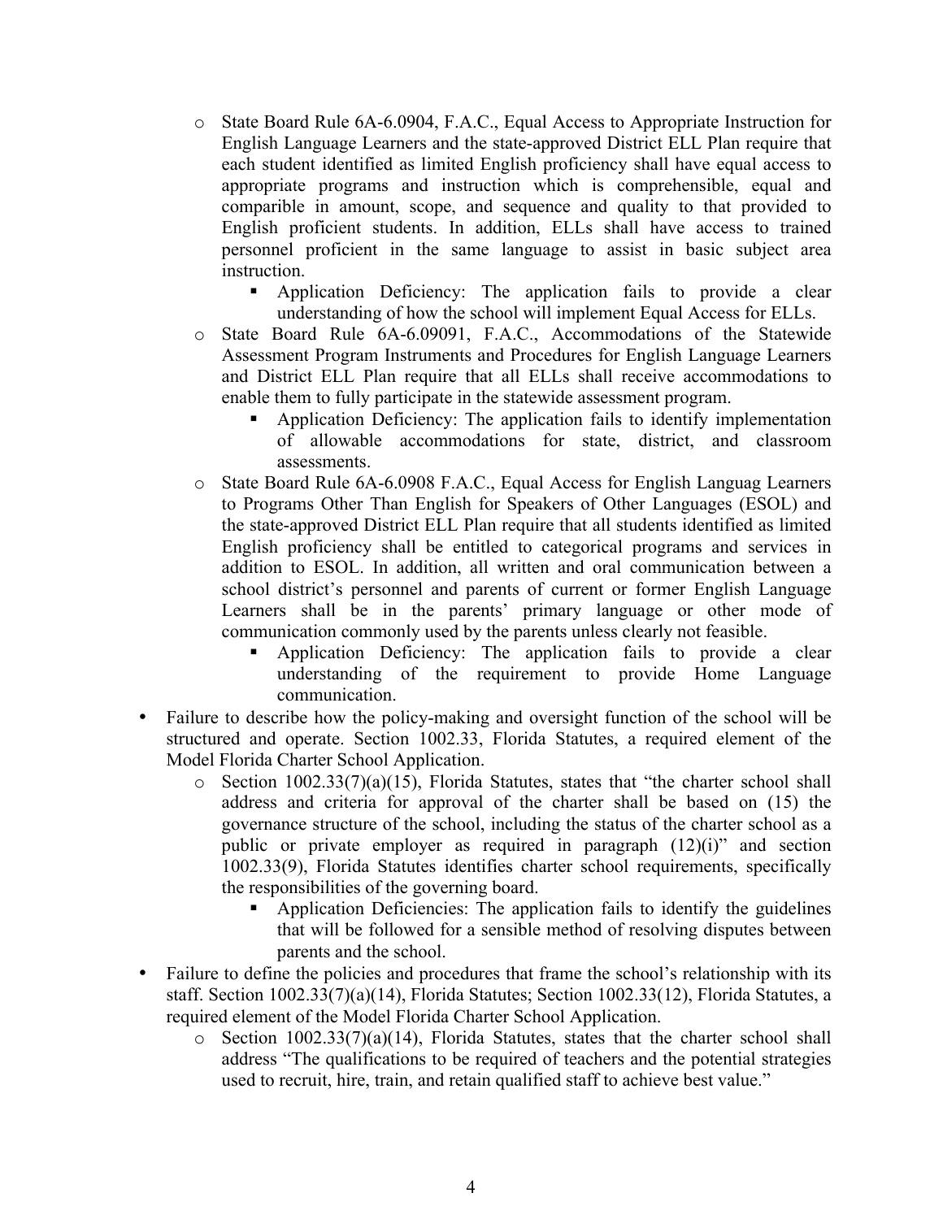- State Board Rule 6A-6.0904, F.A.C., Equal Access to Appropriate Instruction for English Language Learners and the state-approved District ELL Plan require that each student identified as limited English proficiency shall have equal access to appropriate programs and instruction which is comprehensible, equal and comparible in amount, scope, and sequence and quality to that provided to English proficient students. In addition, ELLs shall have access to trained personnel proficient in the same language to assist in basic subject area instruction.
    - Application Deficiency: The application fails to provide a clear understanding of how the school will implement Equal Access for ELLs.
  - State Board Rule 6A-6.09091, F.A.C., Accommodations of the Statewide Assessment Program Instruments and Procedures for English Language Learners and District ELL Plan require that all ELLs shall receive accommodations to enable them to fully participate in the statewide assessment program.
    - Application Deficiency: The application fails to identify implementation of allowable accommodations for state, district, and classroom assessments.
  - State Board Rule 6A-6.0908 F.A.C., Equal Access for English Languag Learners to Programs Other Than English for Speakers of Other Languages (ESOL) and the state-approved District ELL Plan require that all students identified as limited English proficiency shall be entitled to categorical programs and services in addition to ESOL. In addition, all written and oral communication between a school district's personnel and parents of current or former English Language Learners shall be in the parents' primary language or other mode of communication commonly used by the parents unless clearly not feasible.
    - Application Deficiency: The application fails to provide a clear understanding of the requirement to provide Home Language communication.
- Failure to describe how the policy-making and oversight function of the school will be structured and operate. Section 1002.33, Florida Statutes, a required element of the Model Florida Charter School Application.
  - Section 1002.33(7)(a)(15), Florida Statutes, states that "the charter school shall address and criteria for approval of the charter shall be based on (15) the governance structure of the school, including the status of the charter school as a public or private employer as required in paragraph (12)(i)" and section 1002.33(9), Florida Statutes identifies charter school requirements, specifically the responsibilities of the governing board.
    - Application Deficiencies: The application fails to identify the guidelines that will be followed for a sensible method of resolving disputes between parents and the school.
- Failure to define the policies and procedures that frame the school's relationship with its staff. Section 1002.33(7)(a)(14), Florida Statutes; Section 1002.33(12), Florida Statutes, a required element of the Model Florida Charter School Application.
  - Section 1002.33(7)(a)(14), Florida Statutes, states that the charter school shall address "The qualifications to be required of teachers and the potential strategies used to recruit, hire, train, and retain qualified staff to achieve best value."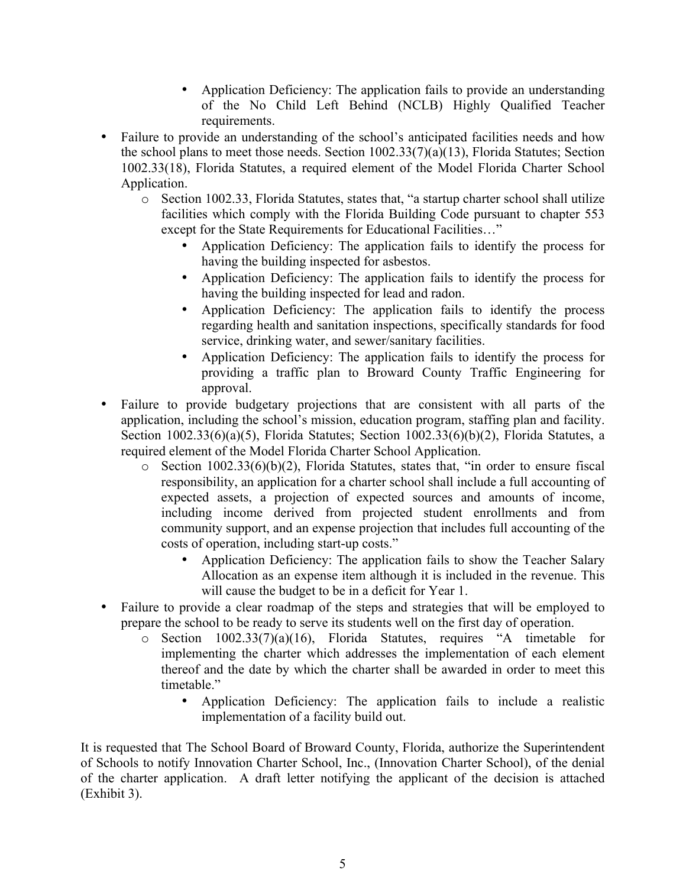- Application Deficiency: The application fails to provide an understanding of the No Child Left Behind (NCLB) Highly Qualified Teacher requirements.
- Failure to provide an understanding of the school's anticipated facilities needs and how the school plans to meet those needs. Section 1002.33(7)(a)(13), Florida Statutes; Section 1002.33(18), Florida Statutes, a required element of the Model Florida Charter School Application.
    - Section 1002.33, Florida Statutes, states that, "a startup charter school shall utilize facilities which comply with the Florida Building Code pursuant to chapter 553 except for the State Requirements for Educational Facilities…"
        - Application Deficiency: The application fails to identify the process for having the building inspected for asbestos.
        - Application Deficiency: The application fails to identify the process for having the building inspected for lead and radon.
        - Application Deficiency: The application fails to identify the process regarding health and sanitation inspections, specifically standards for food service, drinking water, and sewer/sanitary facilities.
        - Application Deficiency: The application fails to identify the process for providing a traffic plan to Broward County Traffic Engineering for approval.
- Failure to provide budgetary projections that are consistent with all parts of the application, including the school's mission, education program, staffing plan and facility. Section 1002.33(6)(a)(5), Florida Statutes; Section 1002.33(6)(b)(2), Florida Statutes, a required element of the Model Florida Charter School Application.
    - Section 1002.33(6)(b)(2), Florida Statutes, states that, "in order to ensure fiscal responsibility, an application for a charter school shall include a full accounting of expected assets, a projection of expected sources and amounts of income, including income derived from projected student enrollments and from community support, and an expense projection that includes full accounting of the costs of operation, including start-up costs."
        - Application Deficiency: The application fails to show the Teacher Salary Allocation as an expense item although it is included in the revenue. This will cause the budget to be in a deficit for Year 1.
- Failure to provide a clear roadmap of the steps and strategies that will be employed to prepare the school to be ready to serve its students well on the first day of operation.
    - Section 1002.33(7)(a)(16), Florida Statutes, requires "A timetable for implementing the charter which addresses the implementation of each element thereof and the date by which the charter shall be awarded in order to meet this timetable."
        - Application Deficiency: The application fails to include a realistic implementation of a facility build out.

It is requested that The School Board of Broward County, Florida, authorize the Superintendent of Schools to notify Innovation Charter School, Inc., (Innovation Charter School), of the denial of the charter application. A draft letter notifying the applicant of the decision is attached (Exhibit 3).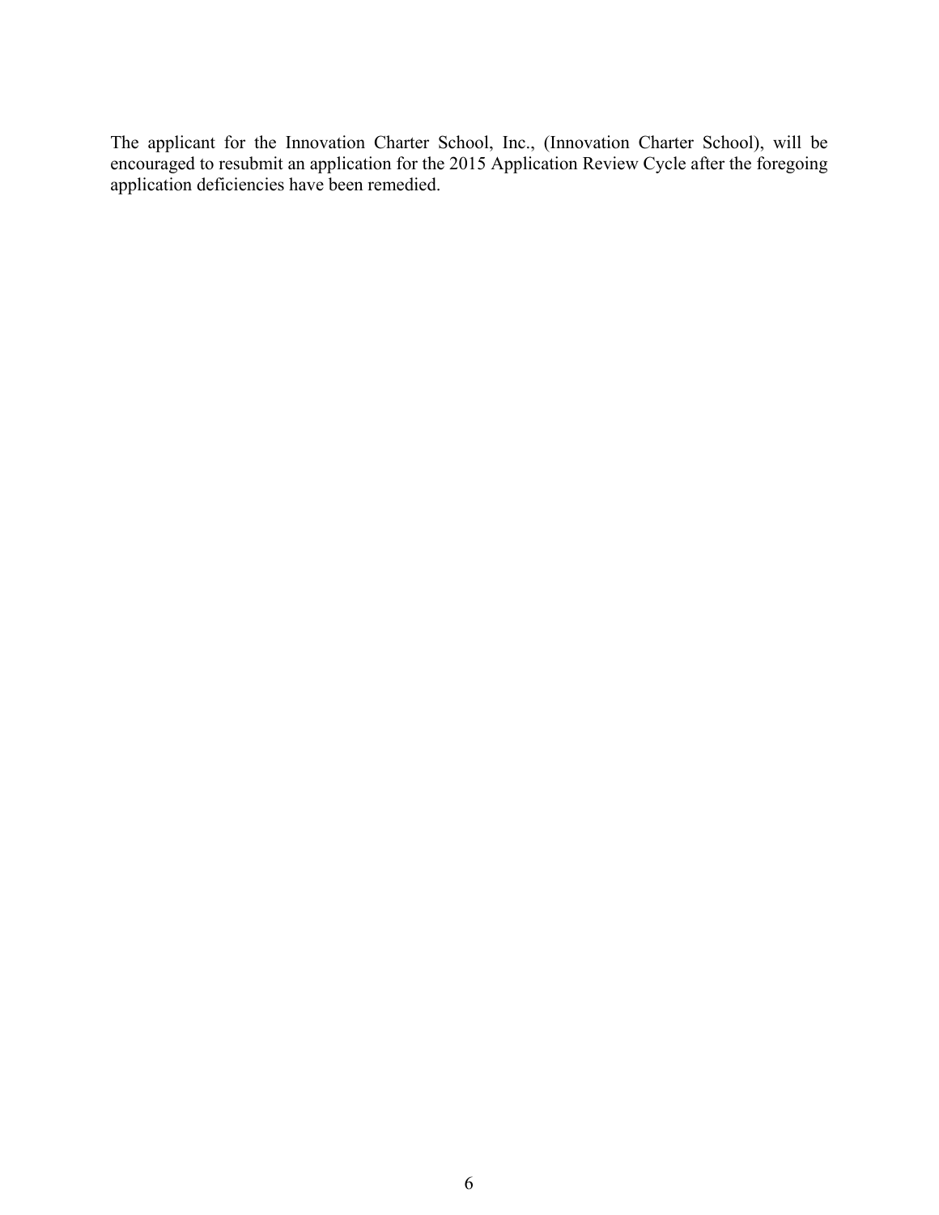The applicant for the Innovation Charter School, Inc., (Innovation Charter School), will be encouraged to resubmit an application for the 2015 Application Review Cycle after the foregoing application deficiencies have been remedied.